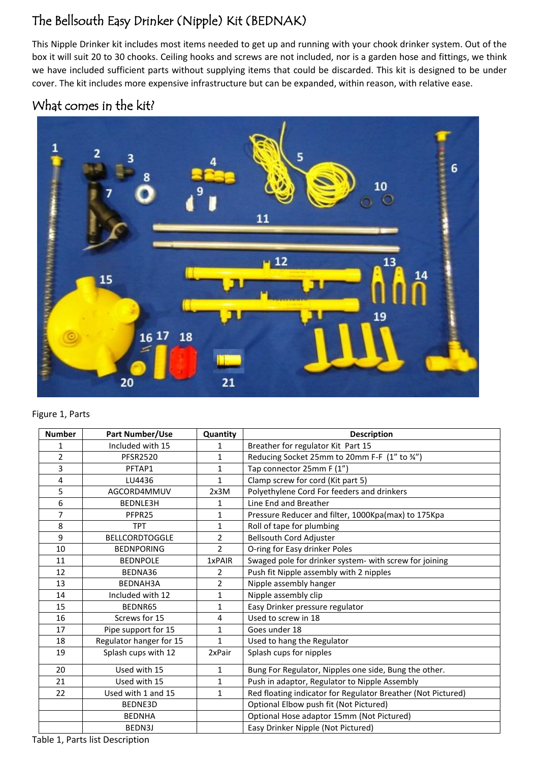# The Bellsouth Easy Drinker (Nipple) Kit (BEDNAK)

This Nipple Drinker kit includes most items needed to get up and running with your chook drinker system. Out of the box it will suit 20 to 30 chooks. Ceiling hooks and screws are not included, nor is a garden hose and fittings, we think we have included sufficient parts without supplying items that could be discarded. This kit is designed to be under cover. The kit includes more expensive infrastructure but can be expanded, within reason, with relative ease.

## What comes in the kit?

Figure 1, Parts

| Number | Part Number/Use | Quantity | Description |
|---|---|---|---|
| 1 | Included with 15 | 1 | Breather for regulator Kit Part 15 |
| 2 | PFSR2520 | 1 | Reducing Socket 25mm to 20mm F-F (1" to ¾") |
| 3 | PFTAP1 | 1 | Tap connector 25mm F (1") |
| 4 | LU4436 | 1 | Clamp screw for cord (Kit part 5) |
| 5 | AGCORD4MMUV | 2x3M | Polyethylene Cord For feeders and drinkers |
| 6 | BEDNLE3H | 1 | Line End and Breather |
| 7 | PFPR25 | 1 | Pressure Reducer and filter, 1000Kpa(max) to 175Kpa |
| 8 | TPT | 1 | Roll of tape for plumbing |
| 9 | BELLCORDTOGGLE | 2 | Bellsouth Cord Adjuster |
| 10 | BEDNPORING | 2 | O-ring for Easy drinker Poles |
| 11 | BEDNPOLE | 1xPAIR | Swaged pole for drinker system- with screw for joining |
| 12 | BEDNA36 | 2 | Push fit Nipple assembly with 2 nipples |
| 13 | BEDNAH3A | 2 | Nipple assembly hanger |
| 14 | Included with 12 | 1 | Nipple assembly clip |
| 15 | BEDNR65 | 1 | Easy Drinker pressure regulator |
| 16 | Screws for 15 | 4 | Used to screw in 18 |
| 17 | Pipe support for 15 | 1 | Goes under 18 |
| 18 | Regulator hanger for 15 | 1 | Used to hang the Regulator |
| 19 | Splash cups with 12 | 2xPair | Splash cups for nipples |
| 20 | Used with 15 | 1 | Bung For Regulator, Nipples one side, Bung the other. |
| 21 | Used with 15 | 1 | Push in adaptor, Regulator to Nipple Assembly |
| 22 | Used with 1 and 15 | 1 | Red floating indicator for Regulator Breather (Not Pictured) |
| | BEDNE3D | | Optional Elbow push fit (Not Pictured) |
| | BEDNHA | | Optional Hose adaptor 15mm (Not Pictured) |
| | BEDN3J | | Easy Drinker Nipple (Not Pictured) |

Table 1, Parts list Description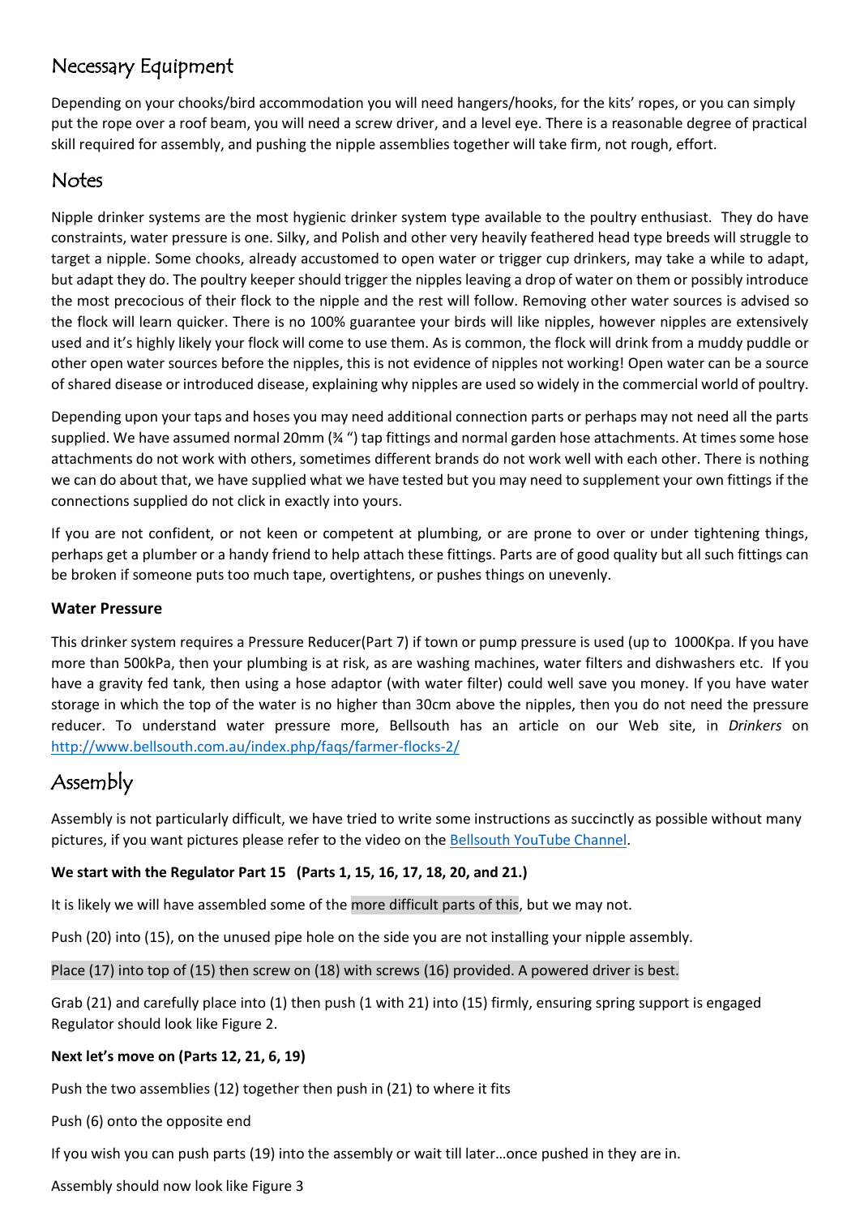## Necessary Equipment

Depending on your chooks/bird accommodation you will need hangers/hooks, for the kits' ropes, or you can simply put the rope over a roof beam, you will need a screw driver, and a level eye. There is a reasonable degree of practical skill required for assembly, and pushing the nipple assemblies together will take firm, not rough, effort.

## Notes

Nipple drinker systems are the most hygienic drinker system type available to the poultry enthusiast. They do have constraints, water pressure is one. Silky, and Polish and other very heavily feathered head type breeds will struggle to target a nipple. Some chooks, already accustomed to open water or trigger cup drinkers, may take a while to adapt, but adapt they do. The poultry keeper should trigger the nipples leaving a drop of water on them or possibly introduce the most precocious of their flock to the nipple and the rest will follow. Removing other water sources is advised so the flock will learn quicker. There is no 100% guarantee your birds will like nipples, however nipples are extensively used and it's highly likely your flock will come to use them. As is common, the flock will drink from a muddy puddle or other open water sources before the nipples, this is not evidence of nipples not working! Open water can be a source of shared disease or introduced disease, explaining why nipples are used so widely in the commercial world of poultry.

Depending upon your taps and hoses you may need additional connection parts or perhaps may not need all the parts supplied. We have assumed normal 20mm (¾ ") tap fittings and normal garden hose attachments. At times some hose attachments do not work with others, sometimes different brands do not work well with each other. There is nothing we can do about that, we have supplied what we have tested but you may need to supplement your own fittings if the connections supplied do not click in exactly into yours.

If you are not confident, or not keen or competent at plumbing, or are prone to over or under tightening things, perhaps get a plumber or a handy friend to help attach these fittings. Parts are of good quality but all such fittings can be broken if someone puts too much tape, overtightens, or pushes things on unevenly.

### Water Pressure

This drinker system requires a Pressure Reducer(Part 7) if town or pump pressure is used (up to 1000Kpa. If you have more than 500kPa, then your plumbing is at risk, as are washing machines, water filters and dishwashers etc. If you have a gravity fed tank, then using a hose adaptor (with water filter) could well save you money. If you have water storage in which the top of the water is no higher than 30cm above the nipples, then you do not need the pressure reducer. To understand water pressure more, Bellsouth has an article on our Web site, in *Drinkers* on http://www.bellsouth.com.au/index.php/faqs/farmer-flocks-2/

## Assembly

Assembly is not particularly difficult, we have tried to write some instructions as succinctly as possible without many pictures, if you want pictures please refer to the video on the Bellsouth YouTube Channel.

**We start with the Regulator Part 15 (Parts 1, 15, 16, 17, 18, 20, and 21.)**

It is likely we will have assembled some of the more difficult parts of this, but we may not.

Push (20) into (15), on the unused pipe hole on the side you are not installing your nipple assembly.

Place (17) into top of (15) then screw on (18) with screws (16) provided. A powered driver is best.

Grab (21) and carefully place into (1) then push (1 with 21) into (15) firmly, ensuring spring support is engaged Regulator should look like Figure 2.

**Next let's move on (Parts 12, 21, 6, 19)**

Push the two assemblies (12) together then push in (21) to where it fits

Push (6) onto the opposite end

If you wish you can push parts (19) into the assembly or wait till later…once pushed in they are in.

Assembly should now look like Figure 3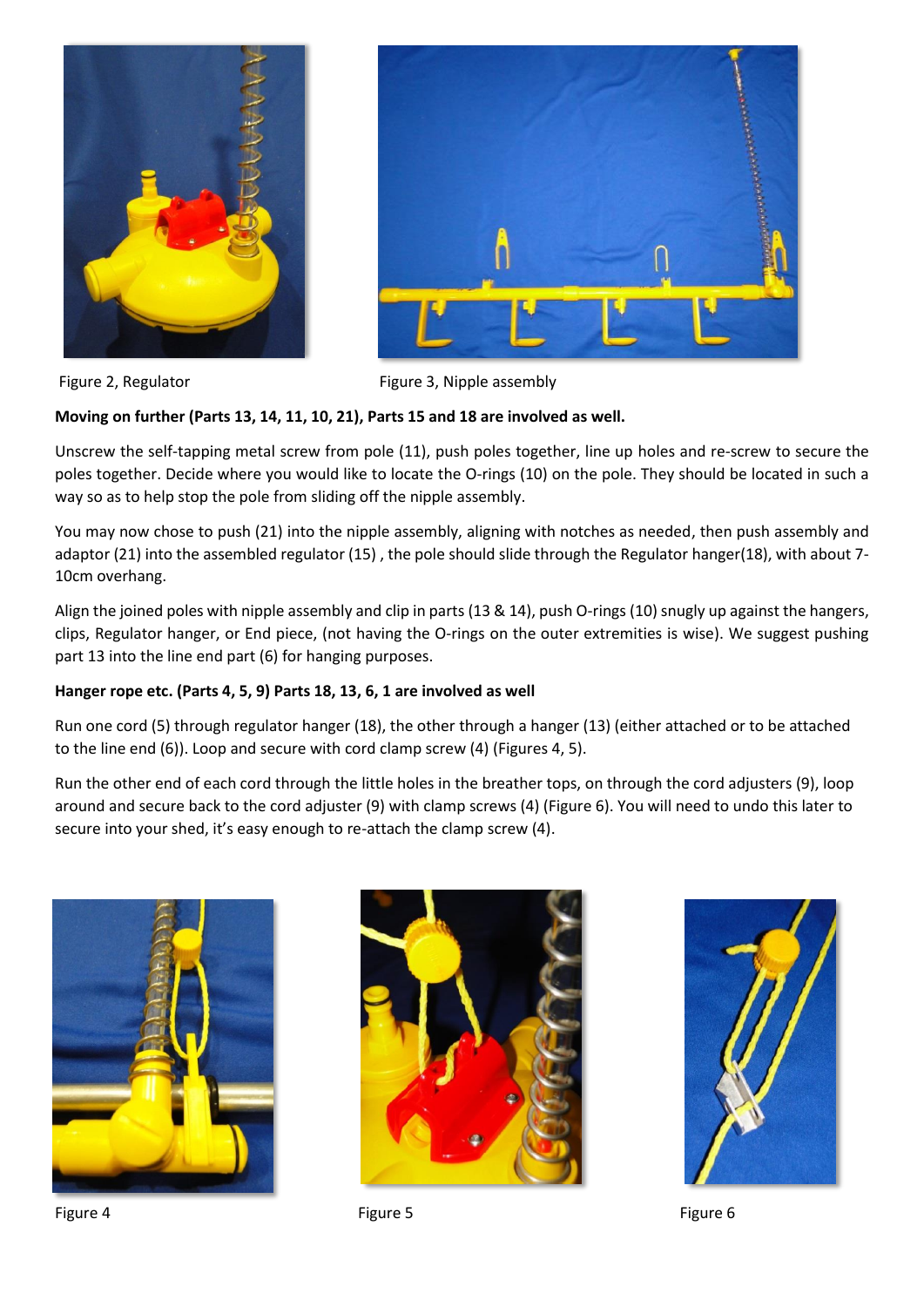Figure 2, Regulator

Figure 3, Nipple assembly

**Moving on further (Parts 13, 14, 11, 10, 21), Parts 15 and 18 are involved as well.**

Unscrew the self-tapping metal screw from pole (11), push poles together, line up holes and re-screw to secure the poles together. Decide where you would like to locate the O-rings (10) on the pole. They should be located in such a way so as to help stop the pole from sliding off the nipple assembly.

You may now chose to push (21) into the nipple assembly, aligning with notches as needed, then push assembly and adaptor (21) into the assembled regulator (15) , the pole should slide through the Regulator hanger(18), with about 7-10cm overhang.

Align the joined poles with nipple assembly and clip in parts (13 & 14), push O-rings (10) snugly up against the hangers, clips, Regulator hanger, or End piece, (not having the O-rings on the outer extremities is wise). We suggest pushing part 13 into the line end part (6) for hanging purposes.

**Hanger rope etc. (Parts 4, 5, 9) Parts 18, 13, 6, 1 are involved as well**

Run one cord (5) through regulator hanger (18), the other through a hanger (13) (either attached or to be attached to the line end (6)). Loop and secure with cord clamp screw (4) (Figures 4, 5).

Run the other end of each cord through the little holes in the breather tops, on through the cord adjusters (9), loop around and secure back to the cord adjuster (9) with clamp screws (4) (Figure 6). You will need to undo this later to secure into your shed, it's easy enough to re-attach the clamp screw (4).

Figure 4

Figure 5

Figure 6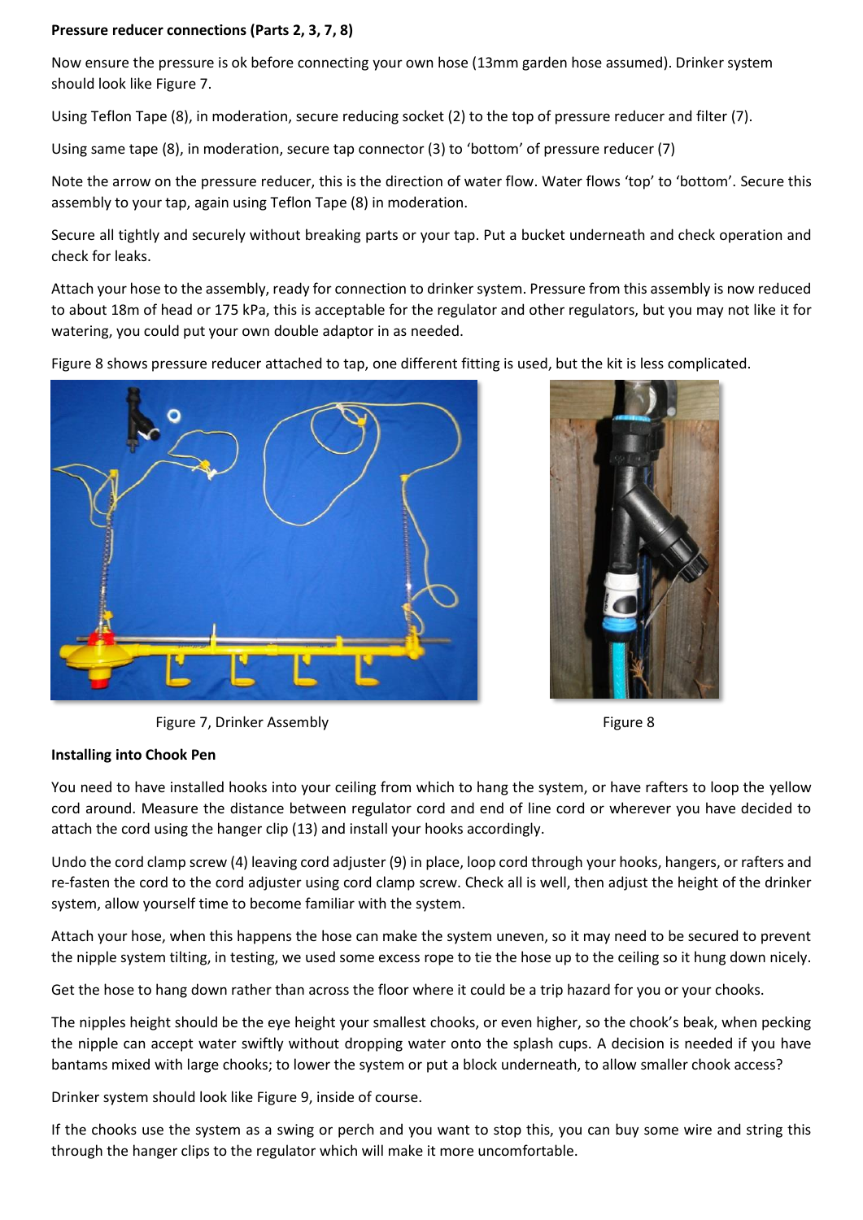**Pressure reducer connections (Parts 2, 3, 7, 8)**

Now ensure the pressure is ok before connecting your own hose (13mm garden hose assumed). Drinker system should look like Figure 7.

Using Teflon Tape (8), in moderation, secure reducing socket (2) to the top of pressure reducer and filter (7).

Using same tape (8), in moderation, secure tap connector (3) to 'bottom' of pressure reducer (7)

Note the arrow on the pressure reducer, this is the direction of water flow. Water flows 'top' to 'bottom'. Secure this assembly to your tap, again using Teflon Tape (8) in moderation.

Secure all tightly and securely without breaking parts or your tap. Put a bucket underneath and check operation and check for leaks.

Attach your hose to the assembly, ready for connection to drinker system. Pressure from this assembly is now reduced to about 18m of head or 175 kPa, this is acceptable for the regulator and other regulators, but you may not like it for watering, you could put your own double adaptor in as needed.

Figure 8 shows pressure reducer attached to tap, one different fitting is used, but the kit is less complicated.

Figure 7, Drinker Assembly

Figure 8

**Installing into Chook Pen**

You need to have installed hooks into your ceiling from which to hang the system, or have rafters to loop the yellow cord around. Measure the distance between regulator cord and end of line cord or wherever you have decided to attach the cord using the hanger clip (13) and install your hooks accordingly.

Undo the cord clamp screw (4) leaving cord adjuster (9) in place, loop cord through your hooks, hangers, or rafters and re-fasten the cord to the cord adjuster using cord clamp screw. Check all is well, then adjust the height of the drinker system, allow yourself time to become familiar with the system.

Attach your hose, when this happens the hose can make the system uneven, so it may need to be secured to prevent the nipple system tilting, in testing, we used some excess rope to tie the hose up to the ceiling so it hung down nicely.

Get the hose to hang down rather than across the floor where it could be a trip hazard for you or your chooks.

The nipples height should be the eye height your smallest chooks, or even higher, so the chook's beak, when pecking the nipple can accept water swiftly without dropping water onto the splash cups. A decision is needed if you have bantams mixed with large chooks; to lower the system or put a block underneath, to allow smaller chook access?

Drinker system should look like Figure 9, inside of course.

If the chooks use the system as a swing or perch and you want to stop this, you can buy some wire and string this through the hanger clips to the regulator which will make it more uncomfortable.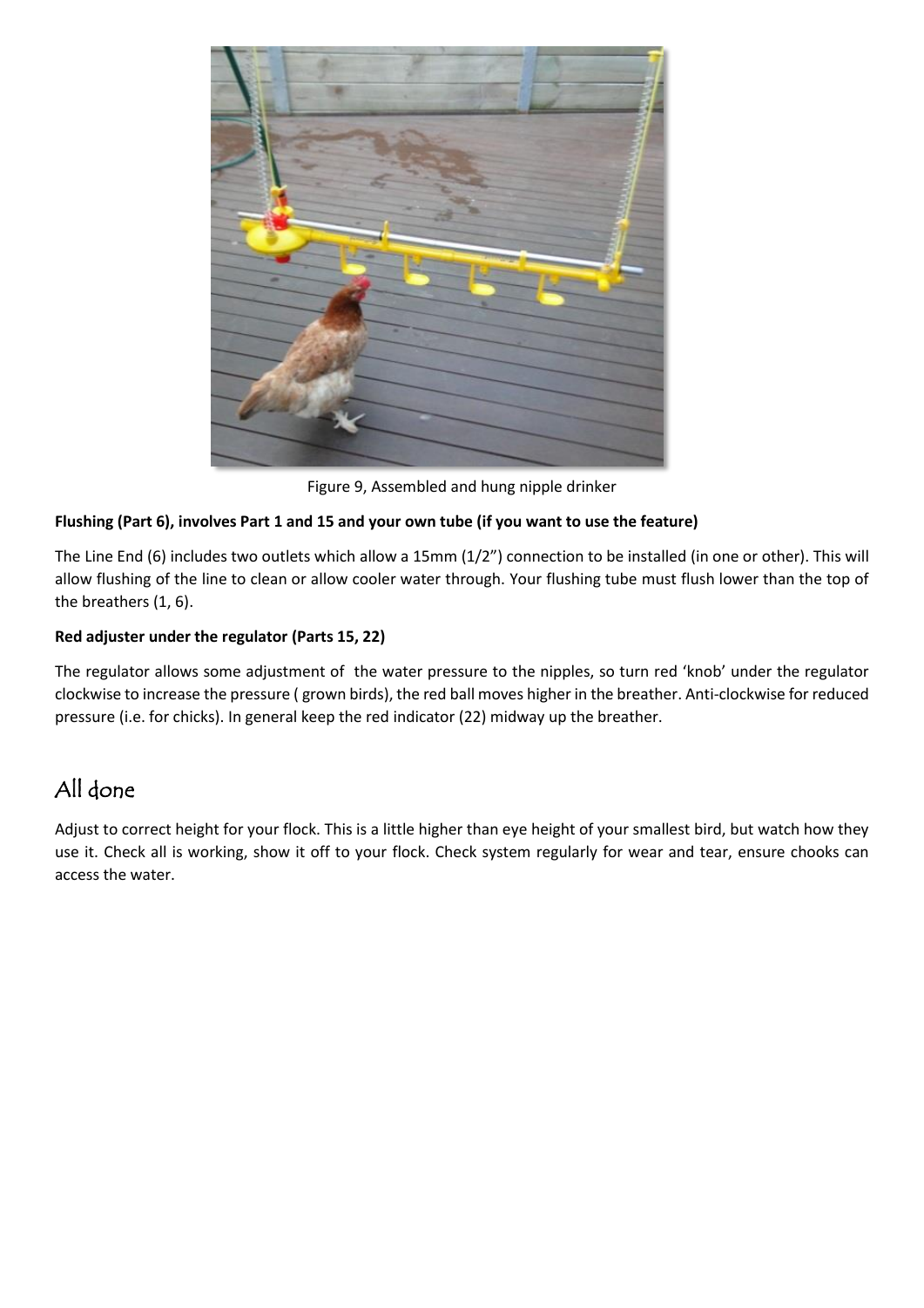Figure 9, Assembled and hung nipple drinker

**Flushing (Part 6), involves Part 1 and 15 and your own tube (if you want to use the feature)**

The Line End (6) includes two outlets which allow a 15mm (1/2") connection to be installed (in one or other). This will allow flushing of the line to clean or allow cooler water through. Your flushing tube must flush lower than the top of the breathers (1, 6).

**Red adjuster under the regulator (Parts 15, 22)**

The regulator allows some adjustment of the water pressure to the nipples, so turn red 'knob' under the regulator clockwise to increase the pressure ( grown birds), the red ball moves higher in the breather. Anti-clockwise for reduced pressure (i.e. for chicks). In general keep the red indicator (22) midway up the breather.

# All done

Adjust to correct height for your flock. This is a little higher than eye height of your smallest bird, but watch how they use it. Check all is working, show it off to your flock. Check system regularly for wear and tear, ensure chooks can access the water.